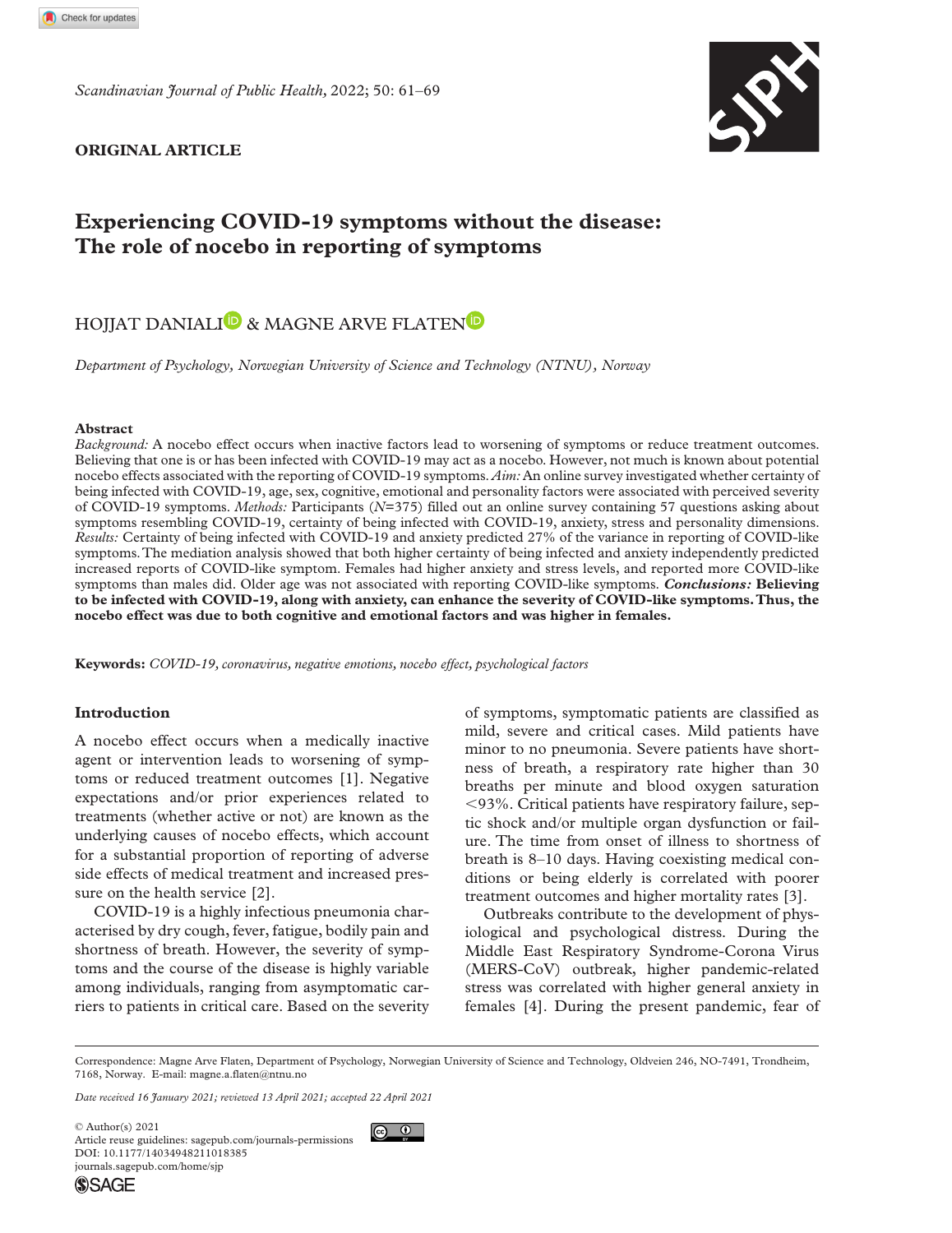ORIGINAL ARTICLE

# Experiencing COVID-19 symptoms without the disease: The role of nocebo in reporting of symptoms

HOJJAT DANIALI & MAGNE ARVE FLATEN

*Department of Psychology, Norwegian University of Science and Technology (NTNU), Norway*

### Abstract

*Background:* A nocebo effect occurs when inactive factors lead to worsening of symptoms or reduce treatment outcomes. Believing that one is or has been infected with COVID-19 may act as a nocebo. However, not much is known about potential nocebo effects associated with the reporting of COVID-19 symptoms. *Aim:* An online survey investigated whether certainty of being infected with COVID-19, age, sex, cognitive, emotional and personality factors were associated with perceived severity of COVID-19 symptoms. *Methods:* Participants (*N*=375) filled out an online survey containing 57 questions asking about symptoms resembling COVID-19, certainty of being infected with COVID-19, anxiety, stress and personality dimensions. *Results:* Certainty of being infected with COVID-19 and anxiety predicted 27% of the variance in reporting of COVID-like symptoms. The mediation analysis showed that both higher certainty of being infected and anxiety independently predicted increased reports of COVID-like symptom. Females had higher anxiety and stress levels, and reported more COVID-like symptoms than males did. Older age was not associated with reporting COVID-like symptoms. ***Conclusions:* Believing to be infected with COVID-19, along with anxiety, can enhance the severity of COVID-like symptoms. Thus, the nocebo effect was due to both cognitive and emotional factors and was higher in females.**

**Keywords:** *COVID-19, coronavirus, negative emotions, nocebo effect, psychological factors*

## Introduction

A nocebo effect occurs when a medically inactive agent or intervention leads to worsening of symptoms or reduced treatment outcomes [1]. Negative expectations and/or prior experiences related to treatments (whether active or not) are known as the underlying causes of nocebo effects, which account for a substantial proportion of reporting of adverse side effects of medical treatment and increased pressure on the health service [2].

COVID-19 is a highly infectious pneumonia characterised by dry cough, fever, fatigue, bodily pain and shortness of breath. However, the severity of symptoms and the course of the disease is highly variable among individuals, ranging from asymptomatic carriers to patients in critical care. Based on the severity of symptoms, symptomatic patients are classified as mild, severe and critical cases. Mild patients have minor to no pneumonia. Severe patients have shortness of breath, a respiratory rate higher than 30 breaths per minute and blood oxygen saturation <93%. Critical patients have respiratory failure, septic shock and/or multiple organ dysfunction or failure. The time from onset of illness to shortness of breath is 8–10 days. Having coexisting medical conditions or being elderly is correlated with poorer treatment outcomes and higher mortality rates [3].

Outbreaks contribute to the development of physiological and psychological distress. During the Middle East Respiratory Syndrome-Corona Virus (MERS-CoV) outbreak, higher pandemic-related stress was correlated with higher general anxiety in females [4]. During the present pandemic, fear of

Correspondence: Magne Arve Flaten, Department of Psychology, Norwegian University of Science and Technology, Oldveien 246, NO-7491, Trondheim, 7168, Norway. E-mail: magne.a.flaten@ntnu.no

*Date received 16 January 2021; reviewed 13 April 2021; accepted 22 April 2021*

© Author(s) 2021
Article reuse guidelines: sagepub.com/journals-permissions
DOI: 10.1177/14034948211018385
journals.sagepub.com/home/sjp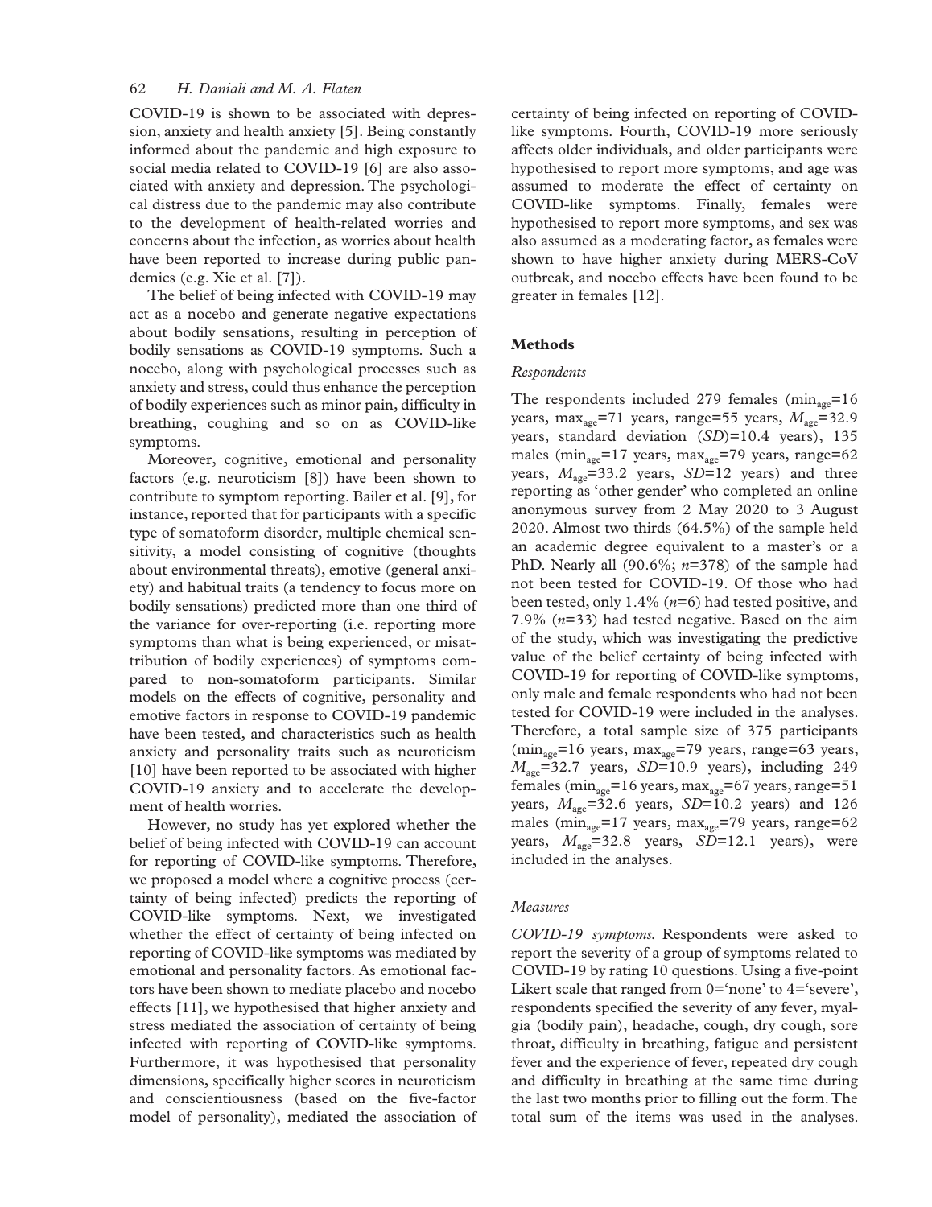COVID-19 is shown to be associated with depression, anxiety and health anxiety [5]. Being constantly informed about the pandemic and high exposure to social media related to COVID-19 [6] are also associated with anxiety and depression. The psychological distress due to the pandemic may also contribute to the development of health-related worries and concerns about the infection, as worries about health have been reported to increase during public pandemics (e.g. Xie et al. [7]).

The belief of being infected with COVID-19 may act as a nocebo and generate negative expectations about bodily sensations, resulting in perception of bodily sensations as COVID-19 symptoms. Such a nocebo, along with psychological processes such as anxiety and stress, could thus enhance the perception of bodily experiences such as minor pain, difficulty in breathing, coughing and so on as COVID-like symptoms.

Moreover, cognitive, emotional and personality factors (e.g. neuroticism [8]) have been shown to contribute to symptom reporting. Bailer et al. [9], for instance, reported that for participants with a specific type of somatoform disorder, multiple chemical sensitivity, a model consisting of cognitive (thoughts about environmental threats), emotive (general anxiety) and habitual traits (a tendency to focus more on bodily sensations) predicted more than one third of the variance for over-reporting (i.e. reporting more symptoms than what is being experienced, or misattribution of bodily experiences) of symptoms compared to non-somatoform participants. Similar models on the effects of cognitive, personality and emotive factors in response to COVID-19 pandemic have been tested, and characteristics such as health anxiety and personality traits such as neuroticism [10] have been reported to be associated with higher COVID-19 anxiety and to accelerate the development of health worries.

However, no study has yet explored whether the belief of being infected with COVID-19 can account for reporting of COVID-like symptoms. Therefore, we proposed a model where a cognitive process (certainty of being infected) predicts the reporting of COVID-like symptoms. Next, we investigated whether the effect of certainty of being infected on reporting of COVID-like symptoms was mediated by emotional and personality factors. As emotional factors have been shown to mediate placebo and nocebo effects [11], we hypothesised that higher anxiety and stress mediated the association of certainty of being infected with reporting of COVID-like symptoms. Furthermore, it was hypothesised that personality dimensions, specifically higher scores in neuroticism and conscientiousness (based on the five-factor model of personality), mediated the association of certainty of being infected on reporting of COVID-like symptoms. Fourth, COVID-19 more seriously affects older individuals, and older participants were hypothesised to report more symptoms, and age was assumed to moderate the effect of certainty on COVID-like symptoms. Finally, females were hypothesised to report more symptoms, and sex was also assumed as a moderating factor, as females were shown to have higher anxiety during MERS-CoV outbreak, and nocebo effects have been found to be greater in females [12].

## Methods

### *Respondents*

The respondents included 279 females ($\min_{age}$=16 years, $\max_{age}$=71 years, range=55 years, $M_{age}$=32.9 years, standard deviation (*SD*)=10.4 years), 135 males ($\min_{age}$=17 years, $\max_{age}$=79 years, range=62 years, $M_{age}$=33.2 years, *SD*=12 years) and three reporting as 'other gender' who completed an online anonymous survey from 2 May 2020 to 3 August 2020. Almost two thirds (64.5%) of the sample held an academic degree equivalent to a master's or a PhD. Nearly all (90.6%; *n*=378) of the sample had not been tested for COVID-19. Of those who had been tested, only 1.4% (*n*=6) had tested positive, and 7.9% (*n*=33) had tested negative. Based on the aim of the study, which was investigating the predictive value of the belief certainty of being infected with COVID-19 for reporting of COVID-like symptoms, only male and female respondents who had not been tested for COVID-19 were included in the analyses. Therefore, a total sample size of 375 participants ($\min_{age}$=16 years, $\max_{age}$=79 years, range=63 years, $M_{age}$=32.7 years, *SD*=10.9 years), including 249 females ($\min_{age}$=16 years, $\max_{age}$=67 years, range=51 years, $M_{age}$=32.6 years, *SD*=10.2 years) and 126 males ($\min_{age}$=17 years, $\max_{age}$=79 years, range=62 years, $M_{age}$=32.8 years, *SD*=12.1 years), were included in the analyses.

### *Measures*

*COVID-19 symptoms.* Respondents were asked to report the severity of a group of symptoms related to COVID-19 by rating 10 questions. Using a five-point Likert scale that ranged from 0='none' to 4='severe', respondents specified the severity of any fever, myalgia (bodily pain), headache, cough, dry cough, sore throat, difficulty in breathing, fatigue and persistent fever and the experience of fever, repeated dry cough and difficulty in breathing at the same time during the last two months prior to filling out the form. The total sum of the items was used in the analyses.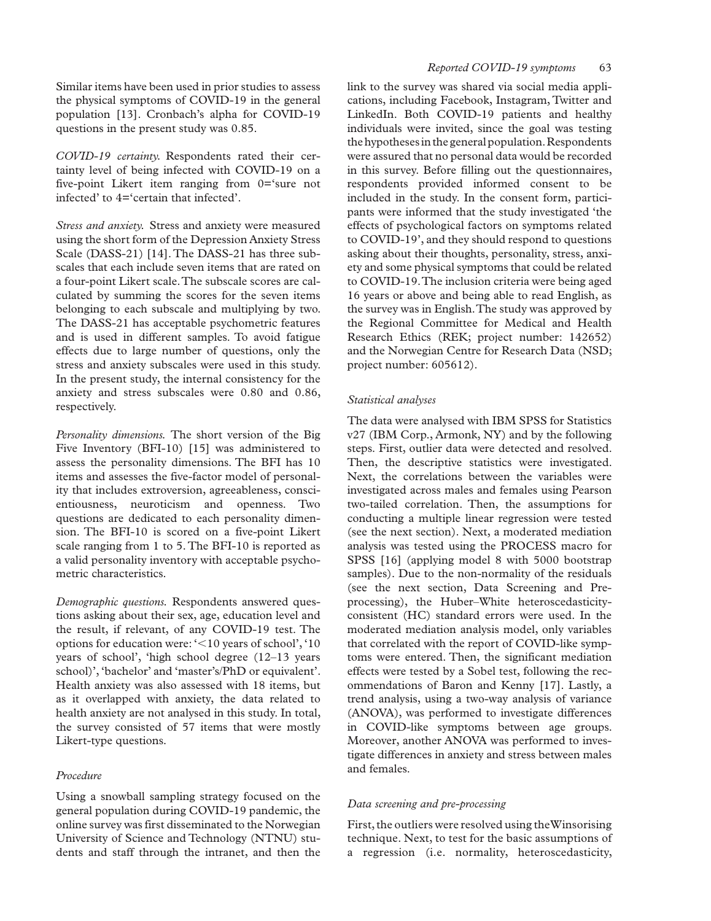Similar items have been used in prior studies to assess the physical symptoms of COVID-19 in the general population [13]. Cronbach's alpha for COVID-19 questions in the present study was 0.85.

*COVID-19 certainty.* Respondents rated their certainty level of being infected with COVID-19 on a five-point Likert item ranging from 0='sure not infected' to 4='certain that infected'.

*Stress and anxiety.* Stress and anxiety were measured using the short form of the Depression Anxiety Stress Scale (DASS-21) [14]. The DASS-21 has three subscales that each include seven items that are rated on a four-point Likert scale. The subscale scores are calculated by summing the scores for the seven items belonging to each subscale and multiplying by two. The DASS-21 has acceptable psychometric features and is used in different samples. To avoid fatigue effects due to large number of questions, only the stress and anxiety subscales were used in this study. In the present study, the internal consistency for the anxiety and stress subscales were 0.80 and 0.86, respectively.

*Personality dimensions.* The short version of the Big Five Inventory (BFI-10) [15] was administered to assess the personality dimensions. The BFI has 10 items and assesses the five-factor model of personality that includes extroversion, agreeableness, conscientiousness, neuroticism and openness. Two questions are dedicated to each personality dimension. The BFI-10 is scored on a five-point Likert scale ranging from 1 to 5. The BFI-10 is reported as a valid personality inventory with acceptable psychometric characteristics.

*Demographic questions.* Respondents answered questions asking about their sex, age, education level and the result, if relevant, of any COVID-19 test. The options for education were: '<10 years of school', '10 years of school', 'high school degree (12–13 years school)', 'bachelor' and 'master's/PhD or equivalent'. Health anxiety was also assessed with 18 items, but as it overlapped with anxiety, the data related to health anxiety are not analysed in this study. In total, the survey consisted of 57 items that were mostly Likert-type questions.

### *Procedure*

Using a snowball sampling strategy focused on the general population during COVID-19 pandemic, the online survey was first disseminated to the Norwegian University of Science and Technology (NTNU) students and staff through the intranet, and then the link to the survey was shared via social media applications, including Facebook, Instagram, Twitter and LinkedIn. Both COVID-19 patients and healthy individuals were invited, since the goal was testing the hypotheses in the general population. Respondents were assured that no personal data would be recorded in this survey. Before filling out the questionnaires, respondents provided informed consent to be included in the study. In the consent form, participants were informed that the study investigated 'the effects of psychological factors on symptoms related to COVID-19', and they should respond to questions asking about their thoughts, personality, stress, anxiety and some physical symptoms that could be related to COVID-19. The inclusion criteria were being aged 16 years or above and being able to read English, as the survey was in English. The study was approved by the Regional Committee for Medical and Health Research Ethics (REK; project number: 142652) and the Norwegian Centre for Research Data (NSD; project number: 605612).

### *Statistical analyses*

The data were analysed with IBM SPSS for Statistics v27 (IBM Corp., Armonk, NY) and by the following steps. First, outlier data were detected and resolved. Then, the descriptive statistics were investigated. Next, the correlations between the variables were investigated across males and females using Pearson two-tailed correlation. Then, the assumptions for conducting a multiple linear regression were tested (see the next section). Next, a moderated mediation analysis was tested using the PROCESS macro for SPSS [16] (applying model 8 with 5000 bootstrap samples). Due to the non-normality of the residuals (see the next section, Data Screening and Preprocessing), the Huber–White heteroscedasticity-consistent (HC) standard errors were used. In the moderated mediation analysis model, only variables that correlated with the report of COVID-like symptoms were entered. Then, the significant mediation effects were tested by a Sobel test, following the recommendations of Baron and Kenny [17]. Lastly, a trend analysis, using a two-way analysis of variance (ANOVA), was performed to investigate differences in COVID-like symptoms between age groups. Moreover, another ANOVA was performed to investigate differences in anxiety and stress between males and females.

### *Data screening and pre-processing*

First, the outliers were resolved using the Winsorising technique. Next, to test for the basic assumptions of a regression (i.e. normality, heteroscedasticity,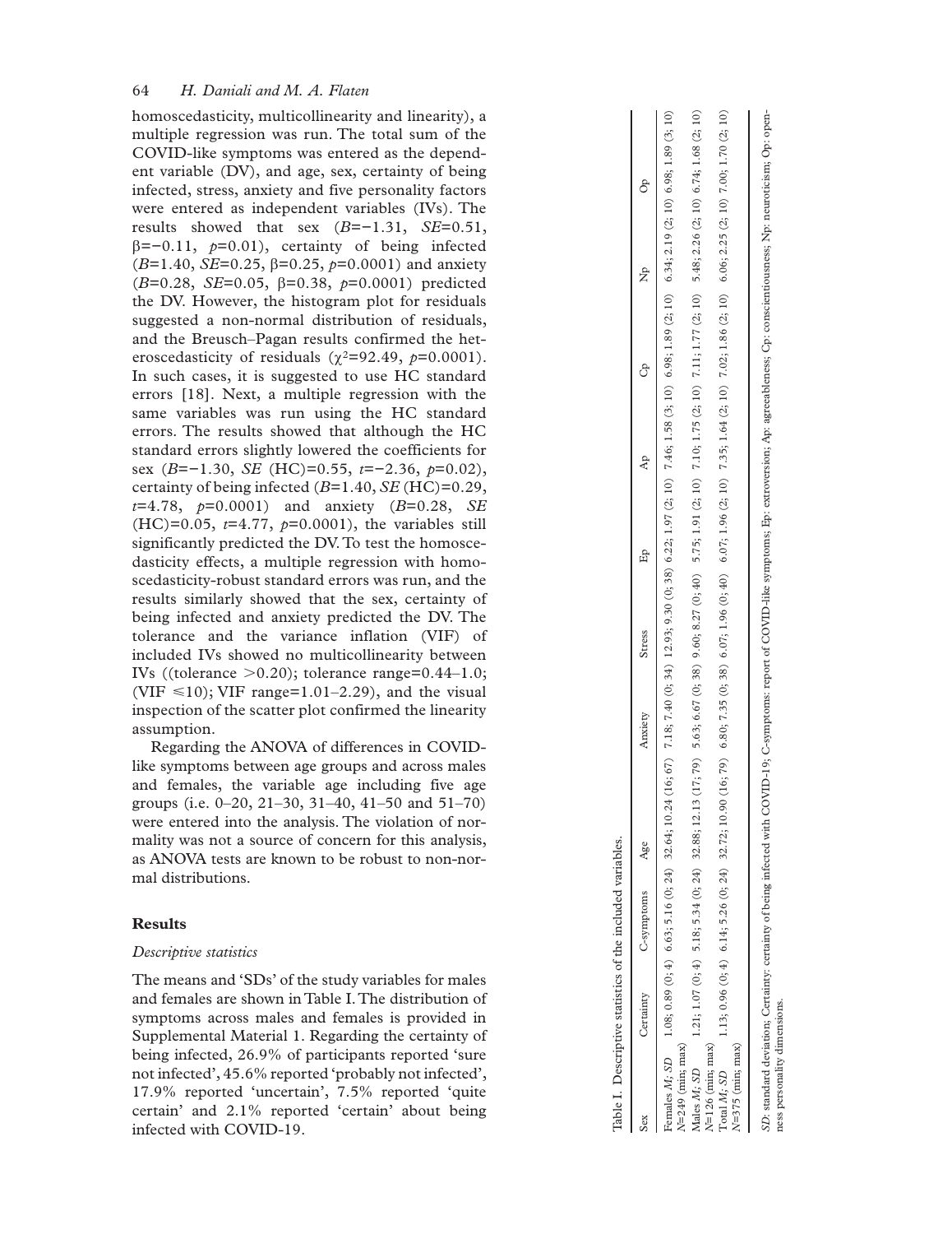homoscedasticity, multicollinearity and linearity), a multiple regression was run. The total sum of the COVID-like symptoms was entered as the dependent variable (DV), and age, sex, certainty of being infected, stress, anxiety and five personality factors were entered as independent variables (IVs). The results showed that sex ($B$=−1.31, $SE$=0.51, β=−0.11, $p$=0.01), certainty of being infected ($B$=1.40, $SE$=0.25, β=0.25, $p$=0.0001) and anxiety ($B$=0.28, $SE$=0.05, β=0.38, $p$=0.0001) predicted the DV. However, the histogram plot for residuals suggested a non-normal distribution of residuals, and the Breusch–Pagan results confirmed the heteroscedasticity of residuals ($\chi^2$=92.49, $p$=0.0001). In such cases, it is suggested to use HC standard errors [18]. Next, a multiple regression with the same variables was run using the HC standard errors. The results showed that although the HC standard errors slightly lowered the coefficients for sex ($B$=−1.30, $SE$ (HC)=0.55, $t$=−2.36, $p$=0.02), certainty of being infected ($B$=1.40, $SE$ (HC)=0.29, $t$=4.78, $p$=0.0001) and anxiety ($B$=0.28, $SE$ (HC)=0.05, $t$=4.77, $p$=0.0001), the variables still significantly predicted the DV. To test the homoscedasticity effects, a multiple regression with homoscedasticity-robust standard errors was run, and the results similarly showed that the sex, certainty of being infected and anxiety predicted the DV. The tolerance and the variance inflation (VIF) of included IVs showed no multicollinearity between IVs ((tolerance >0.20); tolerance range=0.44–1.0; (VIF ⩽10); VIF range=1.01–2.29), and the visual inspection of the scatter plot confirmed the linearity assumption.

Regarding the ANOVA of differences in COVID-like symptoms between age groups and across males and females, the variable age including five age groups (i.e. 0–20, 21–30, 31–40, 41–50 and 51–70) were entered into the analysis. The violation of normality was not a source of concern for this analysis, as ANOVA tests are known to be robust to non-normal distributions.

## Results

### *Descriptive statistics*

The means and 'SDs' of the study variables for males and females are shown in Table I. The distribution of symptoms across males and females is provided in Supplemental Material 1. Regarding the certainty of being infected, 26.9% of participants reported 'sure not infected', 45.6% reported 'probably not infected', 17.9% reported 'uncertain', 7.5% reported 'quite certain' and 2.1% reported 'certain' about being infected with COVID-19.

Table I. Descriptive statistics of the included variables.

| Sex | Certainty | C-symptoms | Age | Anxiety | Stress | Ep | Ap | Cp | Np | Op |
|---|---|---|---|---|---|---|---|---|---|---|
| Females $M$; $SD$ $N$=249 (min; max) | 1.08; 0.89 (0; 4) | 6.63; 5.16 (0; 24) | 32.64; 10.24 (16; 67) | 7.18; 7.40 (0; 34) | 12.93; 9.30 (0; 38) | 6.22; 1.97 (2; 10) | 7.46; 1.58 (3; 10) | 6.98; 1.89 (2; 10) | 6.34; 2.19 (2; 10) | 6.98; 1.89 (3; 10) |
| Males $M$; $SD$ $N$=126 (min; max) | 1.21; 1.07 (0; 4) | 5.18; 5.34 (0; 24) | 32.88; 12.13 (17; 79) | 5.63; 6.67 (0; 38) | 9.60; 8.27 (0; 40) | 5.75; 1.91 (2; 10) | 7.10; 1.75 (2; 10) | 7.11; 1.77 (2; 10) | 5.48; 2.26 (2; 10) | 6.74; 1.68 (2; 10) |
| Total $M$; $SD$ $N$=375 (min; max) | 1.13; 0.96 (0; 4) | 6.14; 5.26 (0; 24) | 32.72; 10.90 (16; 79) | 6.80; 7.35 (0; 38) | 6.07; 1.96 (0; 40) | 6.07; 1.96 (2; 10) | 7.35; 1.64 (2; 10) | 7.02; 1.86 (2; 10) | 6.06; 2.25 (2; 10) | 7.00; 1.70 (2; 10) |

$SD$: standard deviation; Certainty: certainty of being infected with COVID-19; C-symptoms: report of COVID-like symptoms; Ep: extroversion; Ap: agreeableness; Cp: conscientiousness; Np: neuroticism; Op: openness personality dimensions.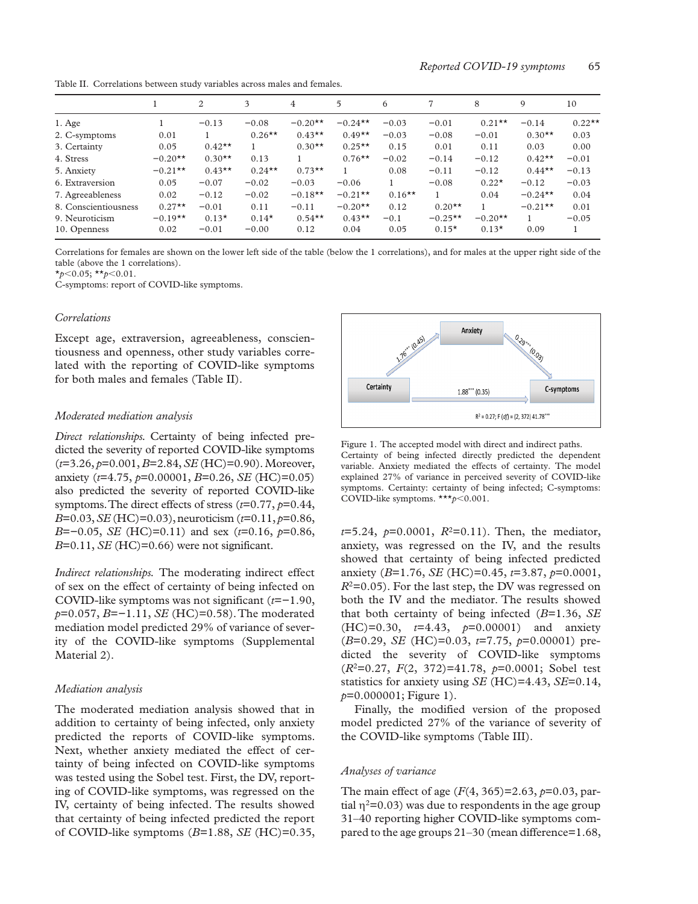Table II. Correlations between study variables across males and females.

| | 1 | 2 | 3 | 4 | 5 | 6 | 7 | 8 | 9 | 10 |
|---|---|---|---|---|---|---|---|---|---|---|
| 1. Age | 1 | −0.13 | −0.08 | −0.20** | −0.24** | −0.03 | −0.01 | 0.21** | −0.14 | 0.22** |
| 2. C-symptoms | 0.01 | 1 | 0.26** | 0.43** | 0.49** | −0.03 | −0.08 | −0.01 | 0.30** | 0.03 |
| 3. Certainty | 0.05 | 0.42** | 1 | 0.30** | 0.25** | 0.15 | 0.01 | 0.11 | 0.03 | 0.00 |
| 4. Stress | −0.20** | 0.30** | 0.13 | 1 | 0.76** | −0.02 | −0.14 | −0.12 | 0.42** | −0.01 |
| 5. Anxiety | −0.21** | 0.43** | 0.24** | 0.73** | 1 | 0.08 | −0.11 | −0.12 | 0.44** | −0.13 |
| 6. Extraversion | 0.05 | −0.07 | −0.02 | −0.03 | −0.06 | 1 | −0.08 | 0.22* | −0.12 | −0.03 |
| 7. Agreeableness | 0.02 | −0.12 | −0.02 | −0.18** | −0.21** | 0.16** | 1 | 0.04 | −0.24** | 0.04 |
| 8. Conscientiousness | 0.27** | −0.01 | 0.11 | −0.11 | −0.20** | 0.12 | 0.20** | 1 | −0.21** | 0.01 |
| 9. Neuroticism | −0.19** | 0.13* | 0.14* | 0.54** | 0.43** | −0.1 | −0.25** | −0.20** | 1 | −0.05 |
| 10. Openness | 0.02 | −0.01 | −0.00 | 0.12 | 0.04 | 0.05 | 0.15* | 0.13* | 0.09 | 1 |

Correlations for females are shown on the lower left side of the table (below the 1 correlations), and for males at the upper right side of the table (above the 1 correlations).
*$p<0.05$; **$p<0.01$.
C-symptoms: report of COVID-like symptoms.

### *Correlations*

Except age, extraversion, agreeableness, conscientiousness and openness, other study variables correlated with the reporting of COVID-like symptoms for both males and females (Table II).

### *Moderated mediation analysis*

*Direct relationships.* Certainty of being infected predicted the severity of reported COVID-like symptoms ($t$=3.26, $p$=0.001, $B$=2.84, *SE* (HC)=0.90). Moreover, anxiety ($t$=4.75, $p$=0.00001, $B$=0.26, *SE* (HC)=0.05) also predicted the severity of reported COVID-like symptoms. The direct effects of stress ($t$=0.77, $p$=0.44, $B$=0.03, *SE* (HC)=0.03), neuroticism ($t$=0.11, $p$=0.86, $B$=−0.05, *SE* (HC)=0.11) and sex ($t$=0.16, $p$=0.86, $B$=0.11, *SE* (HC)=0.66) were not significant.

*Indirect relationships.* The moderating indirect effect of sex on the effect of certainty of being infected on COVID-like symptoms was not significant ($t$=−1.90, $p$=0.057, $B$=−1.11, *SE* (HC)=0.58). The moderated mediation model predicted 29% of variance of severity of the COVID-like symptoms (Supplemental Material 2).

### *Mediation analysis*

The moderated mediation analysis showed that in addition to certainty of being infected, only anxiety predicted the reports of COVID-like symptoms. Next, whether anxiety mediated the effect of certainty of being infected on COVID-like symptoms was tested using the Sobel test. First, the DV, reporting of COVID-like symptoms, was regressed on the IV, certainty of being infected. The results showed that certainty of being infected predicted the report of COVID-like symptoms ($B$=1.88, *SE* (HC)=0.35, $t$=5.24, $p$=0.0001, $R^2$=0.11). Then, the mediator, anxiety, was regressed on the IV, and the results showed that certainty of being infected predicted anxiety ($B$=1.76, *SE* (HC)=0.45, $t$=3.87, $p$=0.0001, $R^2$=0.05). For the last step, the DV was regressed on both the IV and the mediator. The results showed that both certainty of being infected ($B$=1.36, *SE* (HC)=0.30, $t$=4.43, $p$=0.00001) and anxiety ($B$=0.29, *SE* (HC)=0.03, $t$=7.75, $p$=0.00001) predicted the severity of COVID-like symptoms ($R^2$=0.27, $F(2, 372)$=41.78, $p$=0.0001; Sobel test statistics for anxiety using *SE* (HC)=4.43, *SE*=0.14, $p$=0.000001; Figure 1).

Figure 1. The accepted model with direct and indirect paths. Certainty of being infected directly predicted the dependent variable. Anxiety mediated the effects of certainty. The model explained 27% of variance in perceived severity of COVID-like symptoms. Certainty: certainty of being infected; C-symptoms: COVID-like symptoms. ***$p<0.001$.

Finally, the modified version of the proposed model predicted 27% of the variance of severity of the COVID-like symptoms (Table III).

### *Analyses of variance*

The main effect of age ($F(4, 365)$=2.63, $p$=0.03, partial $\eta^2$=0.03) was due to respondents in the age group 31–40 reporting higher COVID-like symptoms compared to the age groups 21–30 (mean difference=1.68,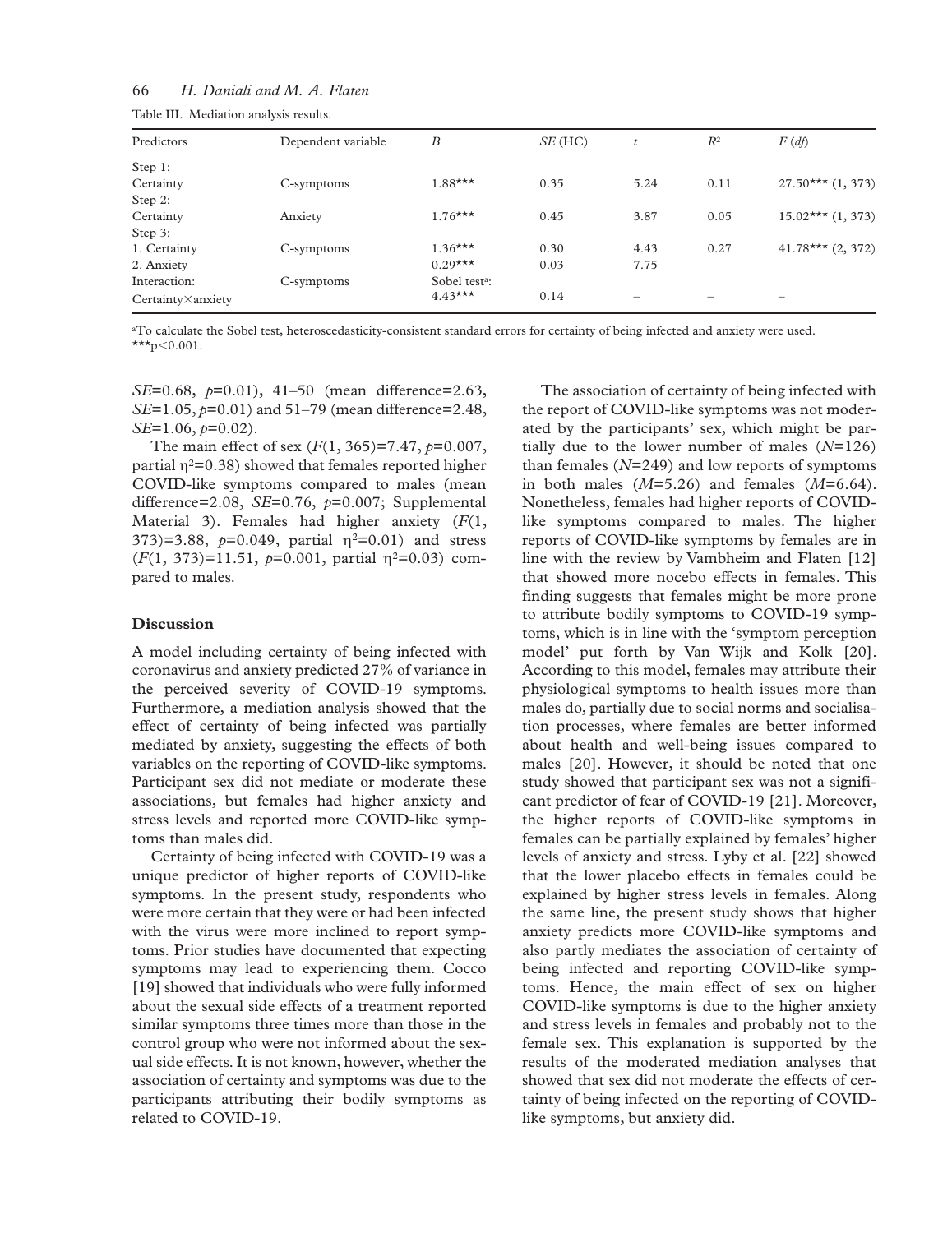Table III. Mediation analysis results.

| Predictors | Dependent variable | *B* | *SE* (HC) | *t* | $R^2$ | *F* (*df*) |
|---|---|---|---|---|---|---|
| Step 1: | | | | | | |
| Certainty | C-symptoms | 1.88*** | 0.35 | 5.24 | 0.11 | 27.50*** (1, 373) |
| Step 2: | | | | | | |
| Certainty | Anxiety | 1.76*** | 0.45 | 3.87 | 0.05 | 15.02*** (1, 373) |
| Step 3: | | | | | | |
| 1. Certainty | C-symptoms | 1.36*** | 0.30 | 4.43 | 0.27 | 41.78*** (2, 372) |
| 2. Anxiety | | 0.29*** | 0.03 | 7.75 | | |
| Interaction: | C-symptoms | Sobel test[a]: | | | | |
| Certainty×anxiety | | 4.43*** | 0.14 | – | – | – |

[a]To calculate the Sobel test, heteroscedasticity-consistent standard errors for certainty of being infected and anxiety were used.
***$p<0.001$.

*SE*=0.68, *p*=0.01), 41–50 (mean difference=2.63, *SE*=1.05, *p*=0.01) and 51–79 (mean difference=2.48, *SE*=1.06, *p*=0.02).

The main effect of sex ($F(1, 365)=7.47$, $p=0.007$, partial $\eta^2=0.38$) showed that females reported higher COVID-like symptoms compared to males (mean difference=2.08, *SE*=0.76, *p*=0.007; Supplemental Material 3). Females had higher anxiety ($F(1, 373)=3.88$, $p=0.049$, partial $\eta^2=0.01$) and stress ($F(1, 373)=11.51$, $p=0.001$, partial $\eta^2=0.03$) compared to males.

## Discussion

A model including certainty of being infected with coronavirus and anxiety predicted 27% of variance in the perceived severity of COVID-19 symptoms. Furthermore, a mediation analysis showed that the effect of certainty of being infected was partially mediated by anxiety, suggesting the effects of both variables on the reporting of COVID-like symptoms. Participant sex did not mediate or moderate these associations, but females had higher anxiety and stress levels and reported more COVID-like symptoms than males did.

Certainty of being infected with COVID-19 was a unique predictor of higher reports of COVID-like symptoms. In the present study, respondents who were more certain that they were or had been infected with the virus were more inclined to report symptoms. Prior studies have documented that expecting symptoms may lead to experiencing them. Cocco [19] showed that individuals who were fully informed about the sexual side effects of a treatment reported similar symptoms three times more than those in the control group who were not informed about the sexual side effects. It is not known, however, whether the association of certainty and symptoms was due to the participants attributing their bodily symptoms as related to COVID-19.

The association of certainty of being infected with the report of COVID-like symptoms was not moderated by the participants' sex, which might be partially due to the lower number of males (*N*=126) than females (*N*=249) and low reports of symptoms in both males (*M*=5.26) and females (*M*=6.64). Nonetheless, females had higher reports of COVID-like symptoms compared to males. The higher reports of COVID-like symptoms by females are in line with the review by Vambheim and Flaten [12] that showed more nocebo effects in females. This finding suggests that females might be more prone to attribute bodily symptoms to COVID-19 symptoms, which is in line with the 'symptom perception model' put forth by Van Wijk and Kolk [20]. According to this model, females may attribute their physiological symptoms to health issues more than males do, partially due to social norms and socialisation processes, where females are better informed about health and well-being issues compared to males [20]. However, it should be noted that one study showed that participant sex was not a significant predictor of fear of COVID-19 [21]. Moreover, the higher reports of COVID-like symptoms in females can be partially explained by females' higher levels of anxiety and stress. Lyby et al. [22] showed that the lower placebo effects in females could be explained by higher stress levels in females. Along the same line, the present study shows that higher anxiety predicts more COVID-like symptoms and also partly mediates the association of certainty of being infected and reporting COVID-like symptoms. Hence, the main effect of sex on higher COVID-like symptoms is due to the higher anxiety and stress levels in females and probably not to the female sex. This explanation is supported by the results of the moderated mediation analyses that showed that sex did not moderate the effects of certainty of being infected on the reporting of COVID-like symptoms, but anxiety did.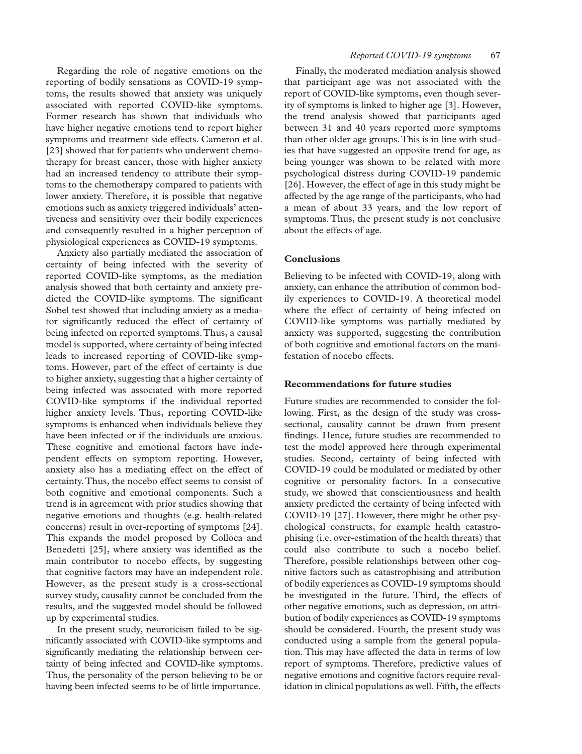Regarding the role of negative emotions on the reporting of bodily sensations as COVID-19 symptoms, the results showed that anxiety was uniquely associated with reported COVID-like symptoms. Former research has shown that individuals who have higher negative emotions tend to report higher symptoms and treatment side effects. Cameron et al. [23] showed that for patients who underwent chemotherapy for breast cancer, those with higher anxiety had an increased tendency to attribute their symptoms to the chemotherapy compared to patients with lower anxiety. Therefore, it is possible that negative emotions such as anxiety triggered individuals' attentiveness and sensitivity over their bodily experiences and consequently resulted in a higher perception of physiological experiences as COVID-19 symptoms.

Anxiety also partially mediated the association of certainty of being infected with the severity of reported COVID-like symptoms, as the mediation analysis showed that both certainty and anxiety predicted the COVID-like symptoms. The significant Sobel test showed that including anxiety as a mediator significantly reduced the effect of certainty of being infected on reported symptoms. Thus, a causal model is supported, where certainty of being infected leads to increased reporting of COVID-like symptoms. However, part of the effect of certainty is due to higher anxiety, suggesting that a higher certainty of being infected was associated with more reported COVID-like symptoms if the individual reported higher anxiety levels. Thus, reporting COVID-like symptoms is enhanced when individuals believe they have been infected or if the individuals are anxious. These cognitive and emotional factors have independent effects on symptom reporting. However, anxiety also has a mediating effect on the effect of certainty. Thus, the nocebo effect seems to consist of both cognitive and emotional components. Such a trend is in agreement with prior studies showing that negative emotions and thoughts (e.g. health-related concerns) result in over-reporting of symptoms [24]. This expands the model proposed by Colloca and Benedetti [25], where anxiety was identified as the main contributor to nocebo effects, by suggesting that cognitive factors may have an independent role. However, as the present study is a cross-sectional survey study, causality cannot be concluded from the results, and the suggested model should be followed up by experimental studies.

In the present study, neuroticism failed to be significantly associated with COVID-like symptoms and significantly mediating the relationship between certainty of being infected and COVID-like symptoms. Thus, the personality of the person believing to be or having been infected seems to be of little importance.

Finally, the moderated mediation analysis showed that participant age was not associated with the report of COVID-like symptoms, even though severity of symptoms is linked to higher age [3]. However, the trend analysis showed that participants aged between 31 and 40 years reported more symptoms than other older age groups. This is in line with studies that have suggested an opposite trend for age, as being younger was shown to be related with more psychological distress during COVID-19 pandemic [26]. However, the effect of age in this study might be affected by the age range of the participants, who had a mean of about 33 years, and the low report of symptoms. Thus, the present study is not conclusive about the effects of age.

## Conclusions

Believing to be infected with COVID-19, along with anxiety, can enhance the attribution of common bodily experiences to COVID-19. A theoretical model where the effect of certainty of being infected on COVID-like symptoms was partially mediated by anxiety was supported, suggesting the contribution of both cognitive and emotional factors on the manifestation of nocebo effects.

## Recommendations for future studies

Future studies are recommended to consider the following. First, as the design of the study was cross-sectional, causality cannot be drawn from present findings. Hence, future studies are recommended to test the model approved here through experimental studies. Second, certainty of being infected with COVID-19 could be modulated or mediated by other cognitive or personality factors. In a consecutive study, we showed that conscientiousness and health anxiety predicted the certainty of being infected with COVID-19 [27]. However, there might be other psychological constructs, for example health catastrophising (i.e. over-estimation of the health threats) that could also contribute to such a nocebo belief. Therefore, possible relationships between other cognitive factors such as catastrophising and attribution of bodily experiences as COVID-19 symptoms should be investigated in the future. Third, the effects of other negative emotions, such as depression, on attribution of bodily experiences as COVID-19 symptoms should be considered. Fourth, the present study was conducted using a sample from the general population. This may have affected the data in terms of low report of symptoms. Therefore, predictive values of negative emotions and cognitive factors require revalidation in clinical populations as well. Fifth, the effects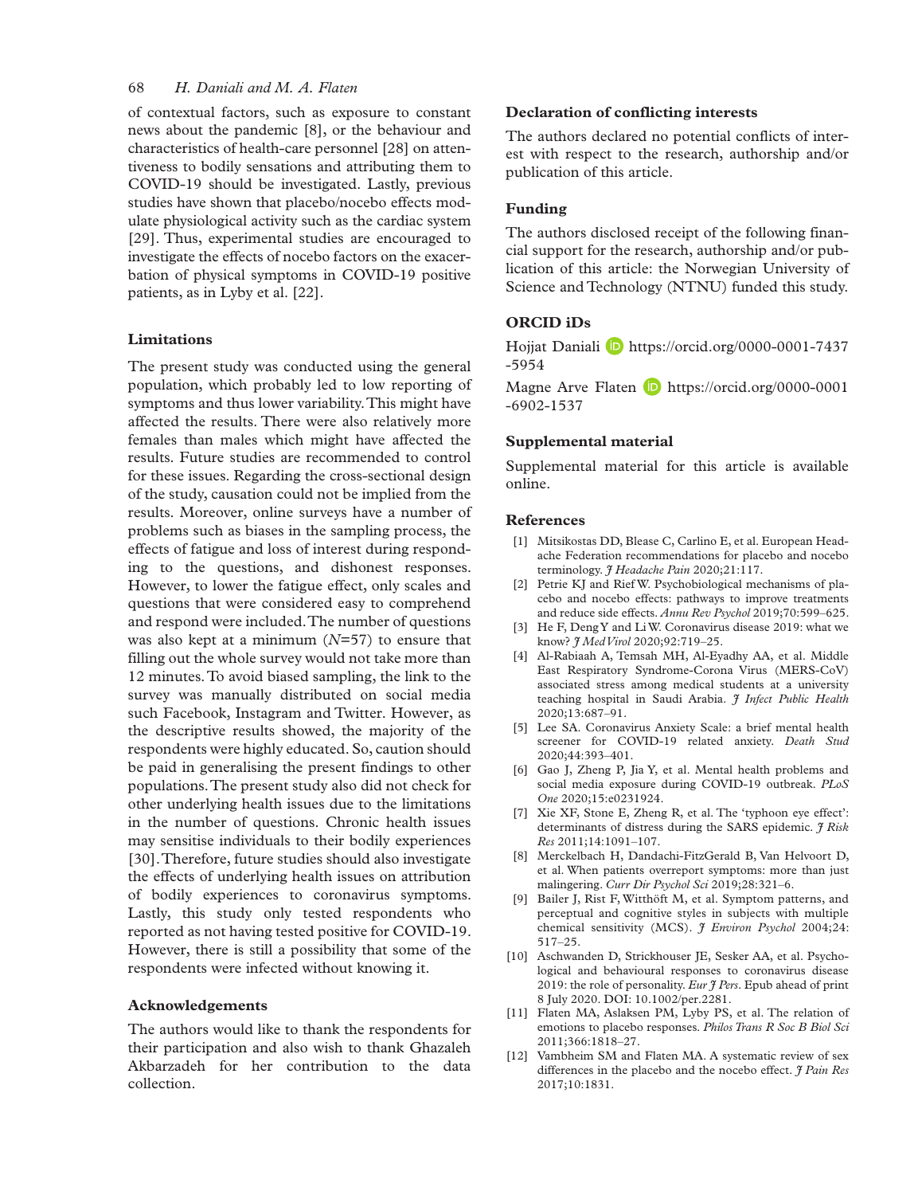of contextual factors, such as exposure to constant news about the pandemic [8], or the behaviour and characteristics of health-care personnel [28] on attentiveness to bodily sensations and attributing them to COVID-19 should be investigated. Lastly, previous studies have shown that placebo/nocebo effects modulate physiological activity such as the cardiac system [29]. Thus, experimental studies are encouraged to investigate the effects of nocebo factors on the exacerbation of physical symptoms in COVID-19 positive patients, as in Lyby et al. [22].

### Limitations

The present study was conducted using the general population, which probably led to low reporting of symptoms and thus lower variability. This might have affected the results. There were also relatively more females than males which might have affected the results. Future studies are recommended to control for these issues. Regarding the cross-sectional design of the study, causation could not be implied from the results. Moreover, online surveys have a number of problems such as biases in the sampling process, the effects of fatigue and loss of interest during responding to the questions, and dishonest responses. However, to lower the fatigue effect, only scales and questions that were considered easy to comprehend and respond were included. The number of questions was also kept at a minimum ($N$=57) to ensure that filling out the whole survey would not take more than 12 minutes. To avoid biased sampling, the link to the survey was manually distributed on social media such Facebook, Instagram and Twitter. However, as the descriptive results showed, the majority of the respondents were highly educated. So, caution should be paid in generalising the present findings to other populations. The present study also did not check for other underlying health issues due to the limitations in the number of questions. Chronic health issues may sensitise individuals to their bodily experiences [30]. Therefore, future studies should also investigate the effects of underlying health issues on attribution of bodily experiences to coronavirus symptoms. Lastly, this study only tested respondents who reported as not having tested positive for COVID-19. However, there is still a possibility that some of the respondents were infected without knowing it.

### Acknowledgements

The authors would like to thank the respondents for their participation and also wish to thank Ghazaleh Akbarzadeh for her contribution to the data collection.

### Declaration of conflicting interests

The authors declared no potential conflicts of interest with respect to the research, authorship and/or publication of this article.

### Funding

The authors disclosed receipt of the following financial support for the research, authorship and/or publication of this article: the Norwegian University of Science and Technology (NTNU) funded this study.

### ORCID iDs

Hojjat Daniali https://orcid.org/0000-0001-7437-5954

Magne Arve Flaten https://orcid.org/0000-0001-6902-1537

### Supplemental material

Supplemental material for this article is available online.

### References

[1] Mitsikostas DD, Blease C, Carlino E, et al. European Headache Federation recommendations for placebo and nocebo terminology. *J Headache Pain* 2020;21:117.

[2] Petrie KJ and Rief W. Psychobiological mechanisms of placebo and nocebo effects: pathways to improve treatments and reduce side effects. *Annu Rev Psychol* 2019;70:599–625.

[3] He F, Deng Y and Li W. Coronavirus disease 2019: what we know? *J Med Virol* 2020;92:719–25.

[4] Al-Rabiaah A, Temsah MH, Al-Eyadhy AA, et al. Middle East Respiratory Syndrome-Corona Virus (MERS-CoV) associated stress among medical students at a university teaching hospital in Saudi Arabia. *J Infect Public Health* 2020;13:687–91.

[5] Lee SA. Coronavirus Anxiety Scale: a brief mental health screener for COVID-19 related anxiety. *Death Stud* 2020;44:393–401.

[6] Gao J, Zheng P, Jia Y, et al. Mental health problems and social media exposure during COVID-19 outbreak. *PLoS One* 2020;15:e0231924.

[7] Xie XF, Stone E, Zheng R, et al. The 'typhoon eye effect': determinants of distress during the SARS epidemic. *J Risk Res* 2011;14:1091–107.

[8] Merckelbach H, Dandachi-FitzGerald B, Van Helvoort D, et al. When patients overreport symptoms: more than just malingering. *Curr Dir Psychol Sci* 2019;28:321–6.

[9] Bailer J, Rist F, Witthöft M, et al. Symptom patterns, and perceptual and cognitive styles in subjects with multiple chemical sensitivity (MCS). *J Environ Psychol* 2004;24: 517–25.

[10] Aschwanden D, Strickhouser JE, Sesker AA, et al. Psychological and behavioural responses to coronavirus disease 2019: the role of personality. *Eur J Pers*. Epub ahead of print 8 July 2020. DOI: 10.1002/per.2281.

[11] Flaten MA, Aslaksen PM, Lyby PS, et al. The relation of emotions to placebo responses. *Philos Trans R Soc B Biol Sci* 2011;366:1818–27.

[12] Vambheim SM and Flaten MA. A systematic review of sex differences in the placebo and the nocebo effect. *J Pain Res* 2017;10:1831.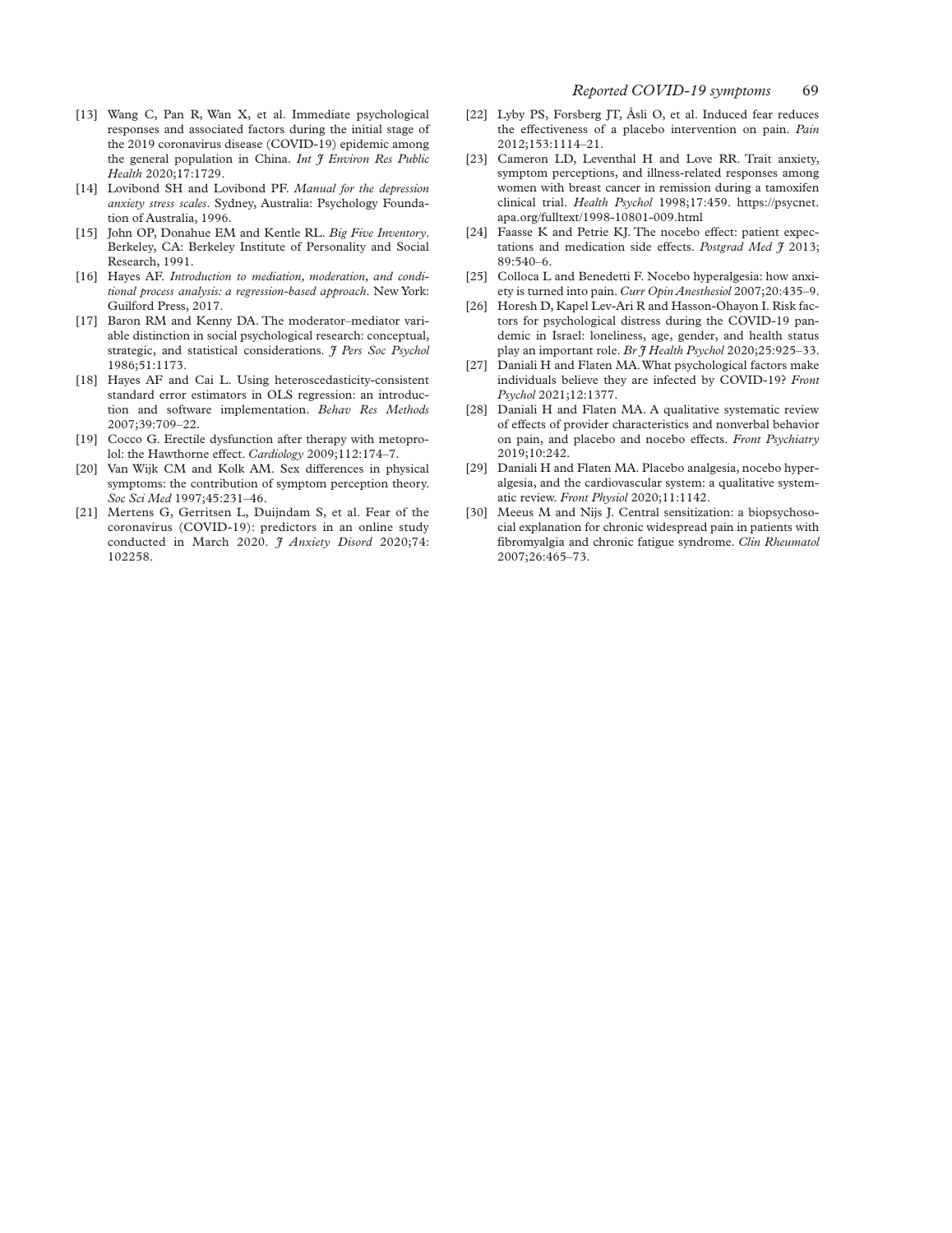[13] Wang C, Pan R, Wan X, et al. Immediate psychological responses and associated factors during the initial stage of the 2019 coronavirus disease (COVID-19) epidemic among the general population in China. *Int J Environ Res Public Health* 2020;17:1729.

[14] Lovibond SH and Lovibond PF. *Manual for the depression anxiety stress scales*. Sydney, Australia: Psychology Foundation of Australia, 1996.

[15] John OP, Donahue EM and Kentle RL. *Big Five Inventory*. Berkeley, CA: Berkeley Institute of Personality and Social Research, 1991.

[16] Hayes AF. *Introduction to mediation, moderation, and conditional process analysis: a regression-based approach*. New York: Guilford Press, 2017.

[17] Baron RM and Kenny DA. The moderator–mediator variable distinction in social psychological research: conceptual, strategic, and statistical considerations. *J Pers Soc Psychol* 1986;51:1173.

[18] Hayes AF and Cai L. Using heteroscedasticity-consistent standard error estimators in OLS regression: an introduction and software implementation. *Behav Res Methods* 2007;39:709–22.

[19] Cocco G. Erectile dysfunction after therapy with metoprolol: the Hawthorne effect. *Cardiology* 2009;112:174–7.

[20] Van Wijk CM and Kolk AM. Sex differences in physical symptoms: the contribution of symptom perception theory. *Soc Sci Med* 1997;45:231–46.

[21] Mertens G, Gerritsen L, Duijndam S, et al. Fear of the coronavirus (COVID-19): predictors in an online study conducted in March 2020. *J Anxiety Disord* 2020;74: 102258.

[22] Lyby PS, Forsberg JT, Åsli O, et al. Induced fear reduces the effectiveness of a placebo intervention on pain. *Pain* 2012;153:1114–21.

[23] Cameron LD, Leventhal H and Love RR. Trait anxiety, symptom perceptions, and illness-related responses among women with breast cancer in remission during a tamoxifen clinical trial. *Health Psychol* 1998;17:459. https://psycnet.apa.org/fulltext/1998-10801-009.html

[24] Faasse K and Petrie KJ. The nocebo effect: patient expectations and medication side effects. *Postgrad Med J* 2013; 89:540–6.

[25] Colloca L and Benedetti F. Nocebo hyperalgesia: how anxiety is turned into pain. *Curr Opin Anesthesiol* 2007;20:435–9.

[26] Horesh D, Kapel Lev-Ari R and Hasson-Ohayon I. Risk factors for psychological distress during the COVID-19 pandemic in Israel: loneliness, age, gender, and health status play an important role. *Br J Health Psychol* 2020;25:925–33.

[27] Daniali H and Flaten MA. What psychological factors make individuals believe they are infected by COVID-19? *Front Psychol* 2021;12:1377.

[28] Daniali H and Flaten MA. A qualitative systematic review of effects of provider characteristics and nonverbal behavior on pain, and placebo and nocebo effects. *Front Psychiatry* 2019;10:242.

[29] Daniali H and Flaten MA. Placebo analgesia, nocebo hyperalgesia, and the cardiovascular system: a qualitative systematic review. *Front Physiol* 2020;11:1142.

[30] Meeus M and Nijs J. Central sensitization: a biopsychosocial explanation for chronic widespread pain in patients with fibromyalgia and chronic fatigue syndrome. *Clin Rheumatol* 2007;26:465–73.